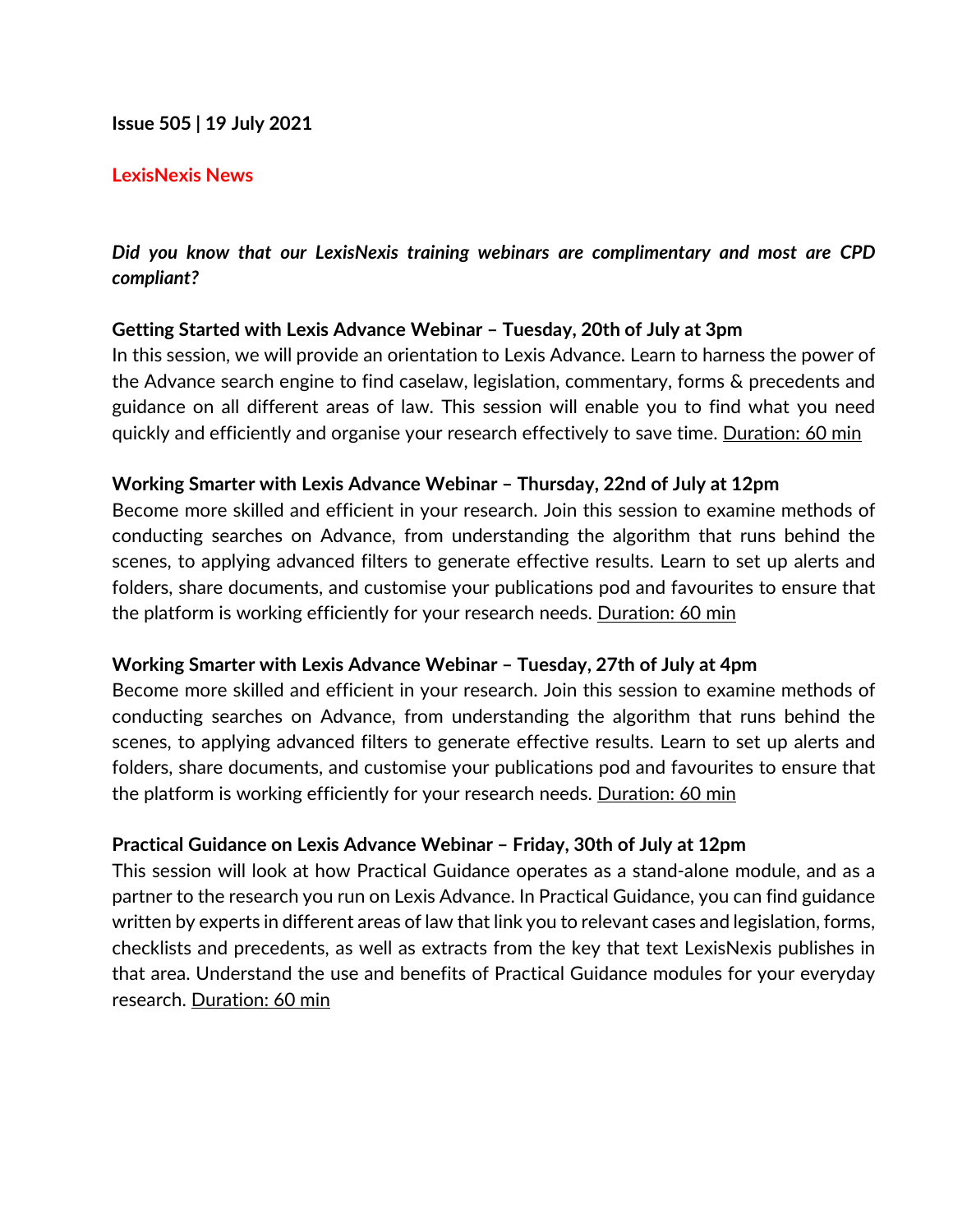**Issue 505 | 19 July 2021**

## LexisNexis News

***Did you know that our LexisNexis training webinars are complimentary and most are CPD compliant?***

**Getting Started with Lexis Advance Webinar – Tuesday, 20th of July at 3pm**
In this session, we will provide an orientation to Lexis Advance. Learn to harness the power of the Advance search engine to find caselaw, legislation, commentary, forms & precedents and guidance on all different areas of law. This session will enable you to find what you need quickly and efficiently and organise your research effectively to save time. Duration: 60 min

**Working Smarter with Lexis Advance Webinar – Thursday, 22nd of July at 12pm**
Become more skilled and efficient in your research. Join this session to examine methods of conducting searches on Advance, from understanding the algorithm that runs behind the scenes, to applying advanced filters to generate effective results. Learn to set up alerts and folders, share documents, and customise your publications pod and favourites to ensure that the platform is working efficiently for your research needs. Duration: 60 min

**Working Smarter with Lexis Advance Webinar – Tuesday, 27th of July at 4pm**
Become more skilled and efficient in your research. Join this session to examine methods of conducting searches on Advance, from understanding the algorithm that runs behind the scenes, to applying advanced filters to generate effective results. Learn to set up alerts and folders, share documents, and customise your publications pod and favourites to ensure that the platform is working efficiently for your research needs. Duration: 60 min

**Practical Guidance on Lexis Advance Webinar – Friday, 30th of July at 12pm**
This session will look at how Practical Guidance operates as a stand-alone module, and as a partner to the research you run on Lexis Advance. In Practical Guidance, you can find guidance written by experts in different areas of law that link you to relevant cases and legislation, forms, checklists and precedents, as well as extracts from the key that text LexisNexis publishes in that area. Understand the use and benefits of Practical Guidance modules for your everyday research. Duration: 60 min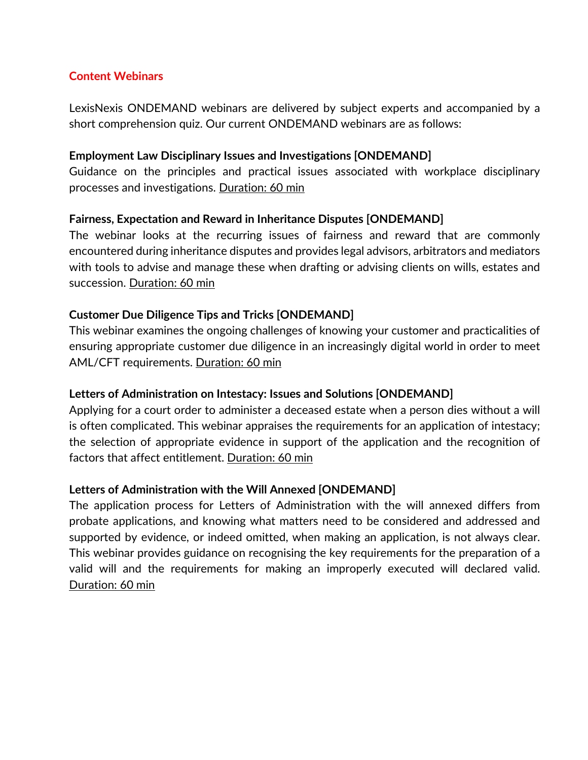## Content Webinars

LexisNexis ONDEMAND webinars are delivered by subject experts and accompanied by a short comprehension quiz. Our current ONDEMAND webinars are as follows:

**Employment Law Disciplinary Issues and Investigations [ONDEMAND]**
Guidance on the principles and practical issues associated with workplace disciplinary processes and investigations. Duration: 60 min

**Fairness, Expectation and Reward in Inheritance Disputes [ONDEMAND]**
The webinar looks at the recurring issues of fairness and reward that are commonly encountered during inheritance disputes and provides legal advisors, arbitrators and mediators with tools to advise and manage these when drafting or advising clients on wills, estates and succession. Duration: 60 min

**Customer Due Diligence Tips and Tricks [ONDEMAND]**
This webinar examines the ongoing challenges of knowing your customer and practicalities of ensuring appropriate customer due diligence in an increasingly digital world in order to meet AML/CFT requirements. Duration: 60 min

**Letters of Administration on Intestacy: Issues and Solutions [ONDEMAND]**
Applying for a court order to administer a deceased estate when a person dies without a will is often complicated. This webinar appraises the requirements for an application of intestacy; the selection of appropriate evidence in support of the application and the recognition of factors that affect entitlement. Duration: 60 min

**Letters of Administration with the Will Annexed [ONDEMAND]**
The application process for Letters of Administration with the will annexed differs from probate applications, and knowing what matters need to be considered and addressed and supported by evidence, or indeed omitted, when making an application, is not always clear. This webinar provides guidance on recognising the key requirements for the preparation of a valid will and the requirements for making an improperly executed will declared valid. Duration: 60 min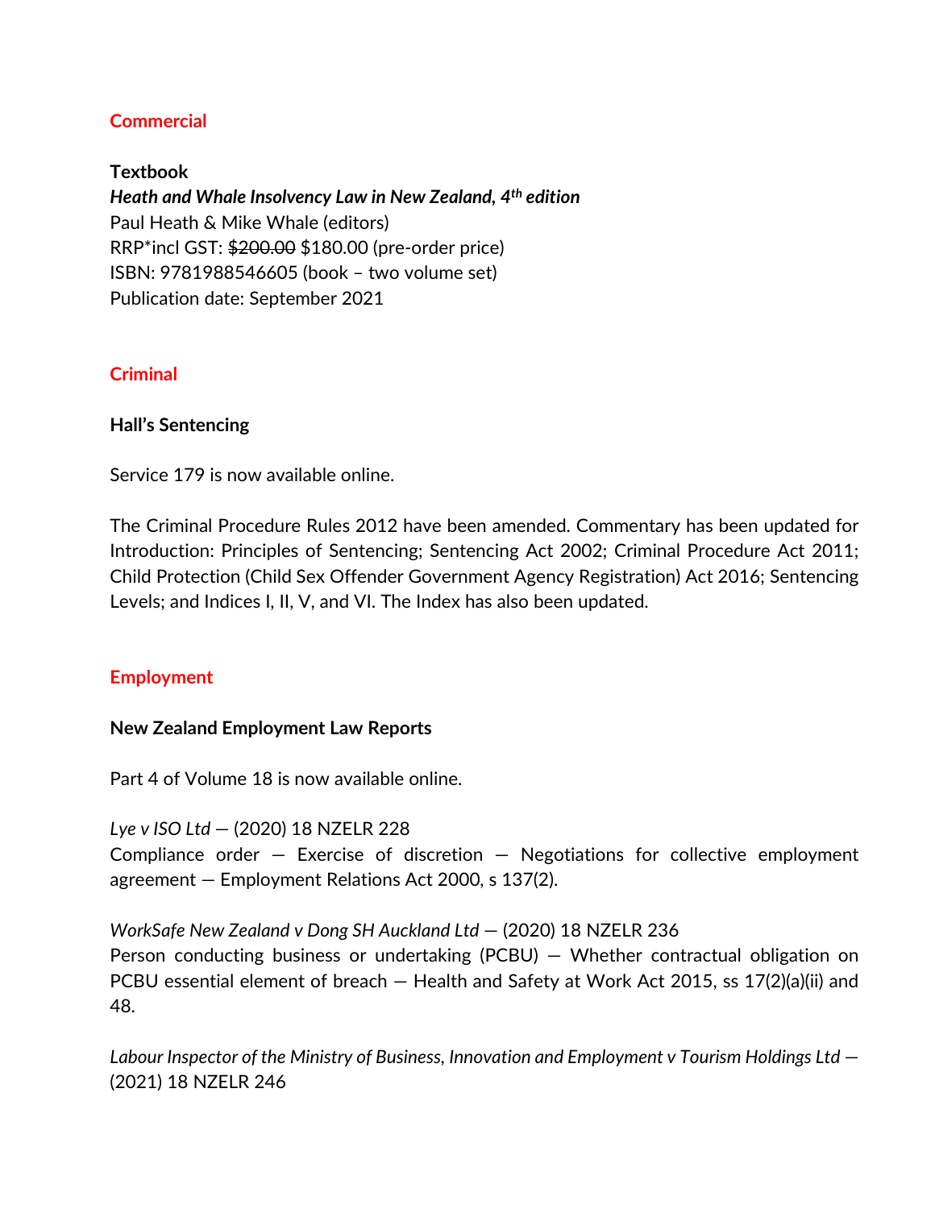## Commercial

**Textbook**

***Heath and Whale Insolvency Law in New Zealand, 4th edition***

Paul Heath & Mike Whale (editors)

RRP*incl GST: ~~$200.00~~ $180.00 (pre-order price)

ISBN: 9781988546605 (book – two volume set)

Publication date: September 2021

## Criminal

**Hall's Sentencing**

Service 179 is now available online.

The Criminal Procedure Rules 2012 have been amended. Commentary has been updated for Introduction: Principles of Sentencing; Sentencing Act 2002; Criminal Procedure Act 2011; Child Protection (Child Sex Offender Government Agency Registration) Act 2016; Sentencing Levels; and Indices I, II, V, and VI. The Index has also been updated.

## Employment

**New Zealand Employment Law Reports**

Part 4 of Volume 18 is now available online.

*Lye v ISO Ltd* — (2020) 18 NZELR 228
Compliance order — Exercise of discretion — Negotiations for collective employment agreement — Employment Relations Act 2000, s 137(2).

*WorkSafe New Zealand v Dong SH Auckland Ltd* — (2020) 18 NZELR 236
Person conducting business or undertaking (PCBU) — Whether contractual obligation on PCBU essential element of breach — Health and Safety at Work Act 2015, ss 17(2)(a)(ii) and 48.

*Labour Inspector of the Ministry of Business, Innovation and Employment v Tourism Holdings Ltd* — (2021) 18 NZELR 246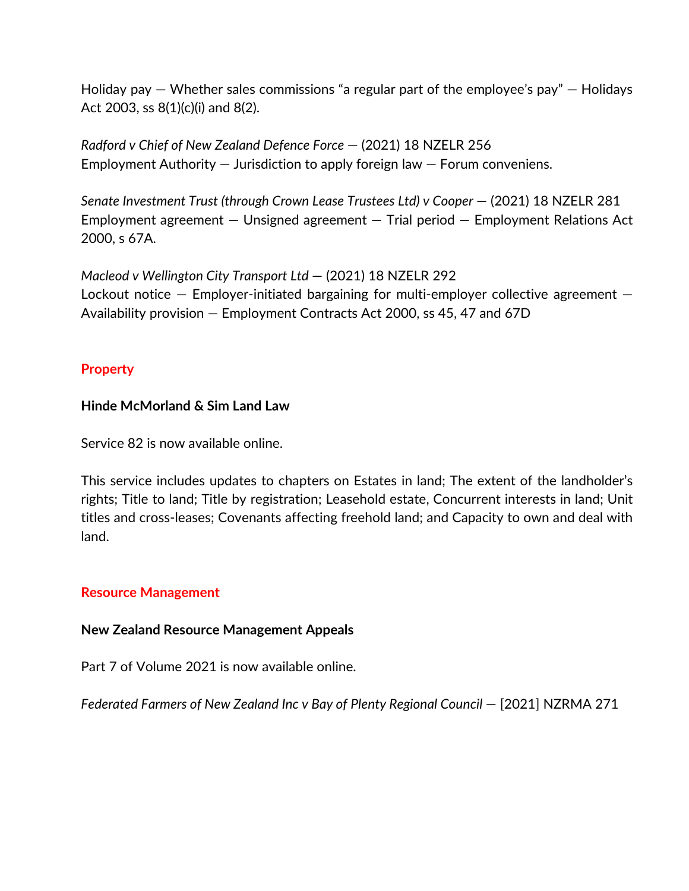Holiday pay — Whether sales commissions “a regular part of the employee’s pay” — Holidays Act 2003, ss 8(1)(c)(i) and 8(2).

*Radford v Chief of New Zealand Defence Force* — (2021) 18 NZELR 256
Employment Authority — Jurisdiction to apply foreign law — Forum conveniens.

*Senate Investment Trust (through Crown Lease Trustees Ltd) v Cooper* — (2021) 18 NZELR 281
Employment agreement — Unsigned agreement — Trial period — Employment Relations Act 2000, s 67A.

*Macleod v Wellington City Transport Ltd* — (2021) 18 NZELR 292
Lockout notice — Employer-initiated bargaining for multi-employer collective agreement — Availability provision — Employment Contracts Act 2000, ss 45, 47 and 67D

## Property

**Hinde McMorland & Sim Land Law**

Service 82 is now available online.

This service includes updates to chapters on Estates in land; The extent of the landholder’s rights; Title to land; Title by registration; Leasehold estate, Concurrent interests in land; Unit titles and cross-leases; Covenants affecting freehold land; and Capacity to own and deal with land.

## Resource Management

**New Zealand Resource Management Appeals**

Part 7 of Volume 2021 is now available online.

*Federated Farmers of New Zealand Inc v Bay of Plenty Regional Council* — [2021] NZRMA 271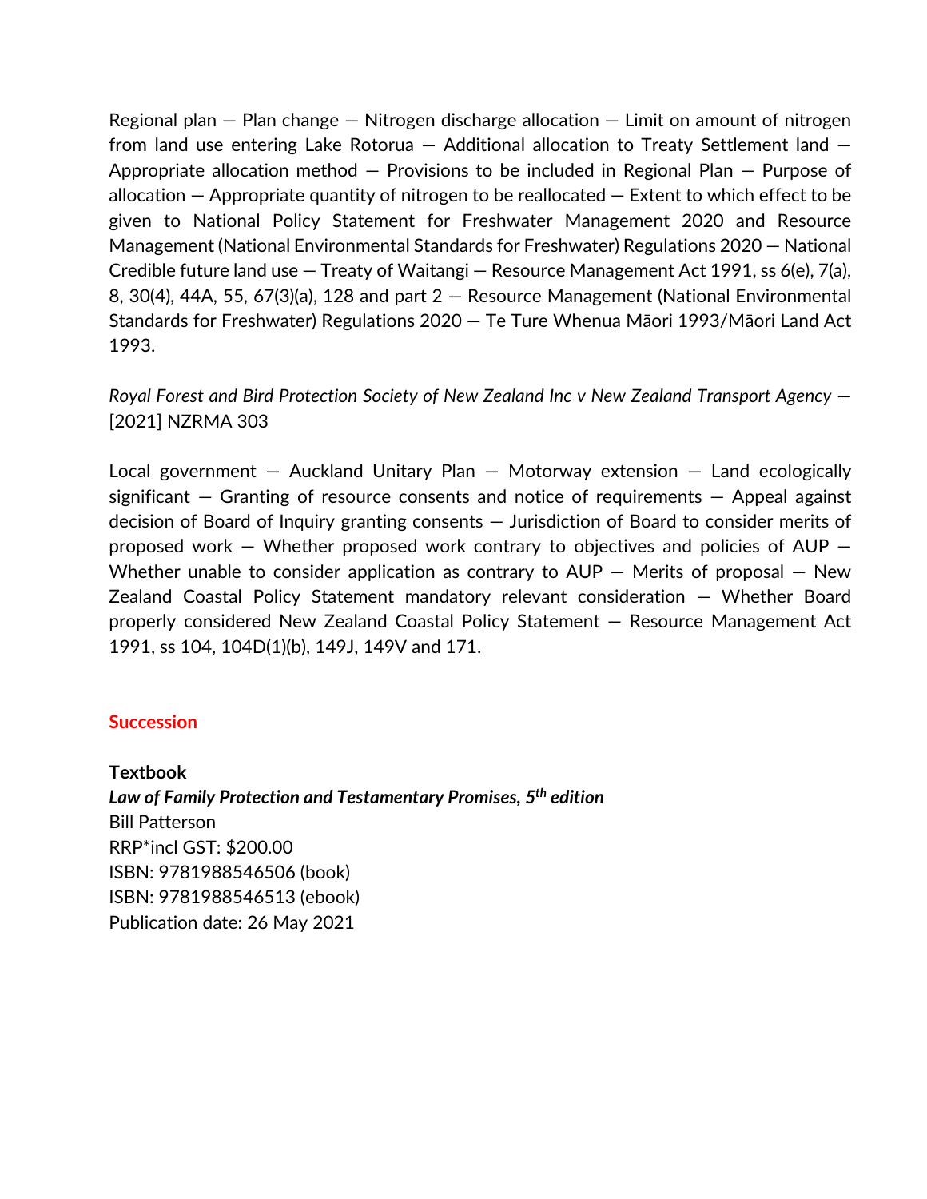Regional plan — Plan change — Nitrogen discharge allocation — Limit on amount of nitrogen from land use entering Lake Rotorua — Additional allocation to Treaty Settlement land — Appropriate allocation method — Provisions to be included in Regional Plan — Purpose of allocation — Appropriate quantity of nitrogen to be reallocated — Extent to which effect to be given to National Policy Statement for Freshwater Management 2020 and Resource Management (National Environmental Standards for Freshwater) Regulations 2020 — National Credible future land use — Treaty of Waitangi — Resource Management Act 1991, ss 6(e), 7(a), 8, 30(4), 44A, 55, 67(3)(a), 128 and part 2 — Resource Management (National Environmental Standards for Freshwater) Regulations 2020 — Te Ture Whenua Māori 1993/Māori Land Act 1993.

*Royal Forest and Bird Protection Society of New Zealand Inc v New Zealand Transport Agency* — [2021] NZRMA 303

Local government — Auckland Unitary Plan — Motorway extension — Land ecologically significant — Granting of resource consents and notice of requirements — Appeal against decision of Board of Inquiry granting consents — Jurisdiction of Board to consider merits of proposed work — Whether proposed work contrary to objectives and policies of AUP — Whether unable to consider application as contrary to AUP — Merits of proposal — New Zealand Coastal Policy Statement mandatory relevant consideration — Whether Board properly considered New Zealand Coastal Policy Statement — Resource Management Act 1991, ss 104, 104D(1)(b), 149J, 149V and 171.

## Succession

**Textbook**
***Law of Family Protection and Testamentary Promises, 5th edition***
Bill Patterson
RRP*incl GST: $200.00
ISBN: 9781988546506 (book)
ISBN: 9781988546513 (ebook)
Publication date: 26 May 2021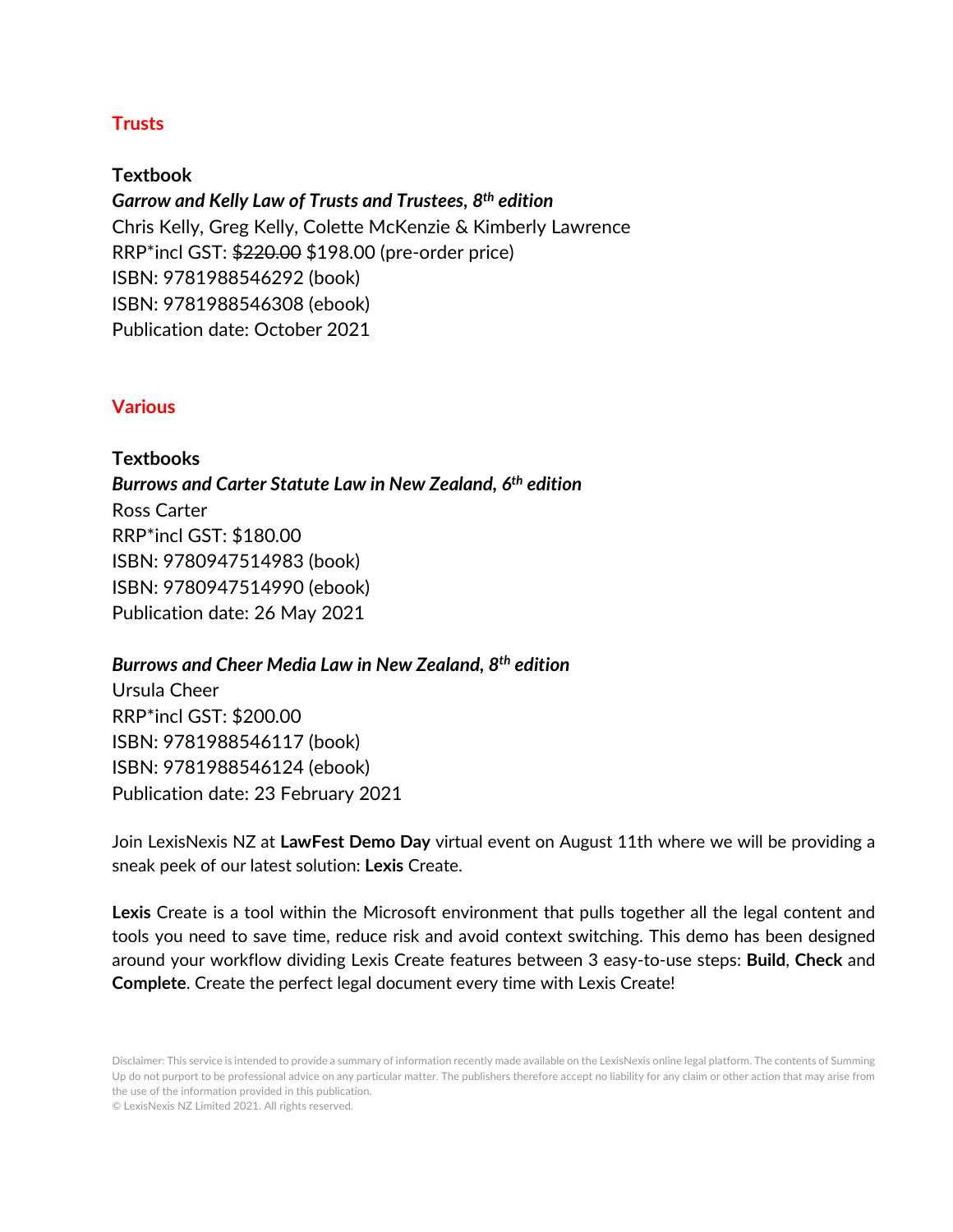## Trusts

**Textbook**

***Garrow and Kelly Law of Trusts and Trustees, 8th edition***

Chris Kelly, Greg Kelly, Colette McKenzie & Kimberly Lawrence

RRP*incl GST: ~~$220.00~~ $198.00 (pre-order price)

ISBN: 9781988546292 (book)

ISBN: 9781988546308 (ebook)

Publication date: October 2021

## Various

**Textbooks**

***Burrows and Carter Statute Law in New Zealand, 6th edition***

Ross Carter

RRP*incl GST: $180.00

ISBN: 9780947514983 (book)

ISBN: 9780947514990 (ebook)

Publication date: 26 May 2021

***Burrows and Cheer Media Law in New Zealand, 8th edition***

Ursula Cheer

RRP*incl GST: $200.00

ISBN: 9781988546117 (book)

ISBN: 9781988546124 (ebook)

Publication date: 23 February 2021

Join LexisNexis NZ at **LawFest Demo Day** virtual event on August 11th where we will be providing a sneak peek of our latest solution: **Lexis** Create.

**Lexis** Create is a tool within the Microsoft environment that pulls together all the legal content and tools you need to save time, reduce risk and avoid context switching. This demo has been designed around your workflow dividing Lexis Create features between 3 easy-to-use steps: **Build**, **Check** and **Complete**. Create the perfect legal document every time with Lexis Create!

Disclaimer: This service is intended to provide a summary of information recently made available on the LexisNexis online legal platform. The contents of Summing Up do not purport to be professional advice on any particular matter. The publishers therefore accept no liability for any claim or other action that may arise from the use of the information provided in this publication.

© LexisNexis NZ Limited 2021. All rights reserved.